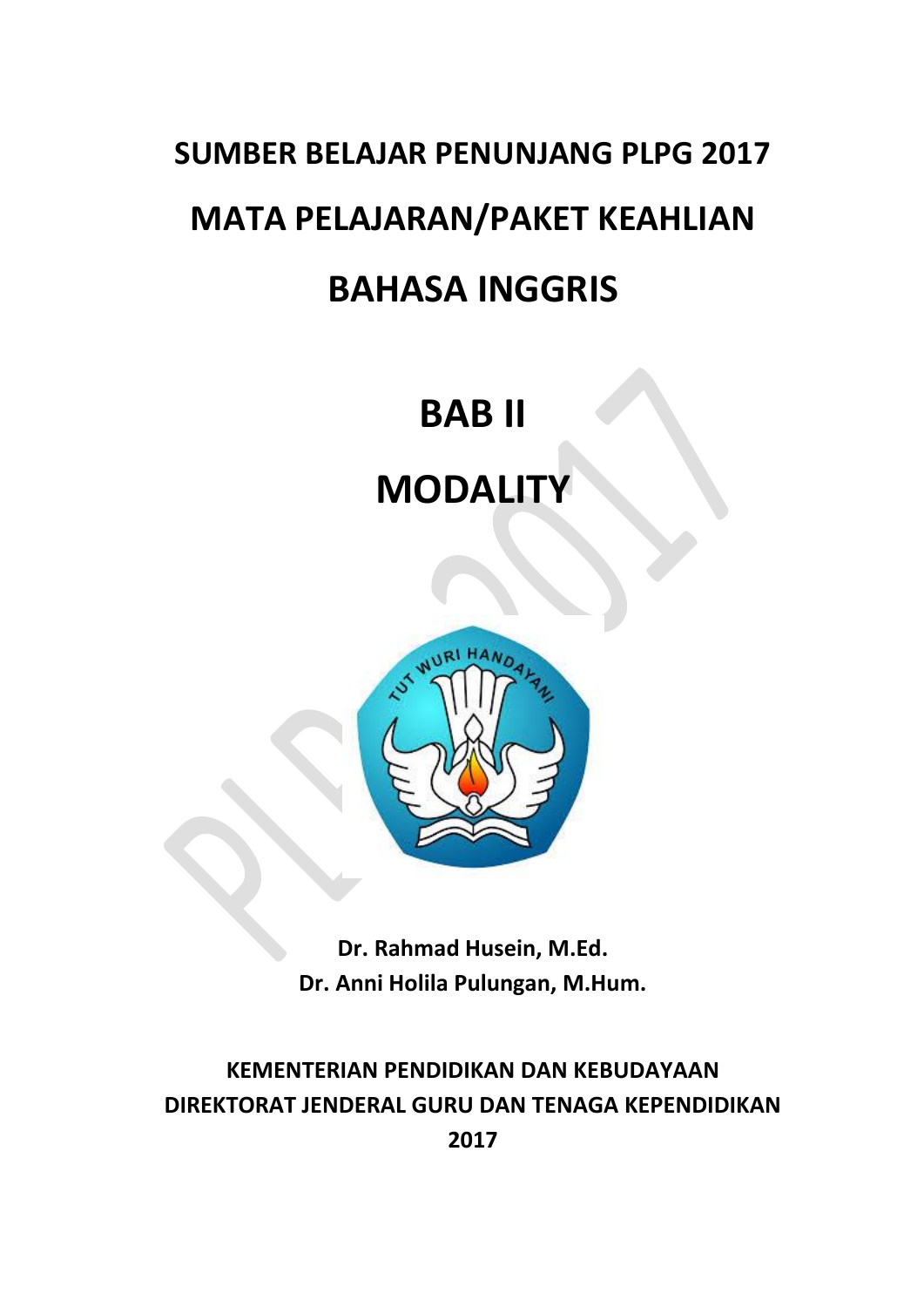# SUMBER BELAJAR PENUNJANG PLPG 2017

# MATA PELAJARAN/PAKET KEAHLIAN

# BAHASA INGGRIS

# BAB II

# MODALITY

**Dr. Rahmad Husein, M.Ed.**
**Dr. Anni Holila Pulungan, M.Hum.**

**KEMENTERIAN PENDIDIKAN DAN KEBUDAYAAN**
**DIREKTORAT JENDERAL GURU DAN TENAGA KEPENDIDIKAN**
**2017**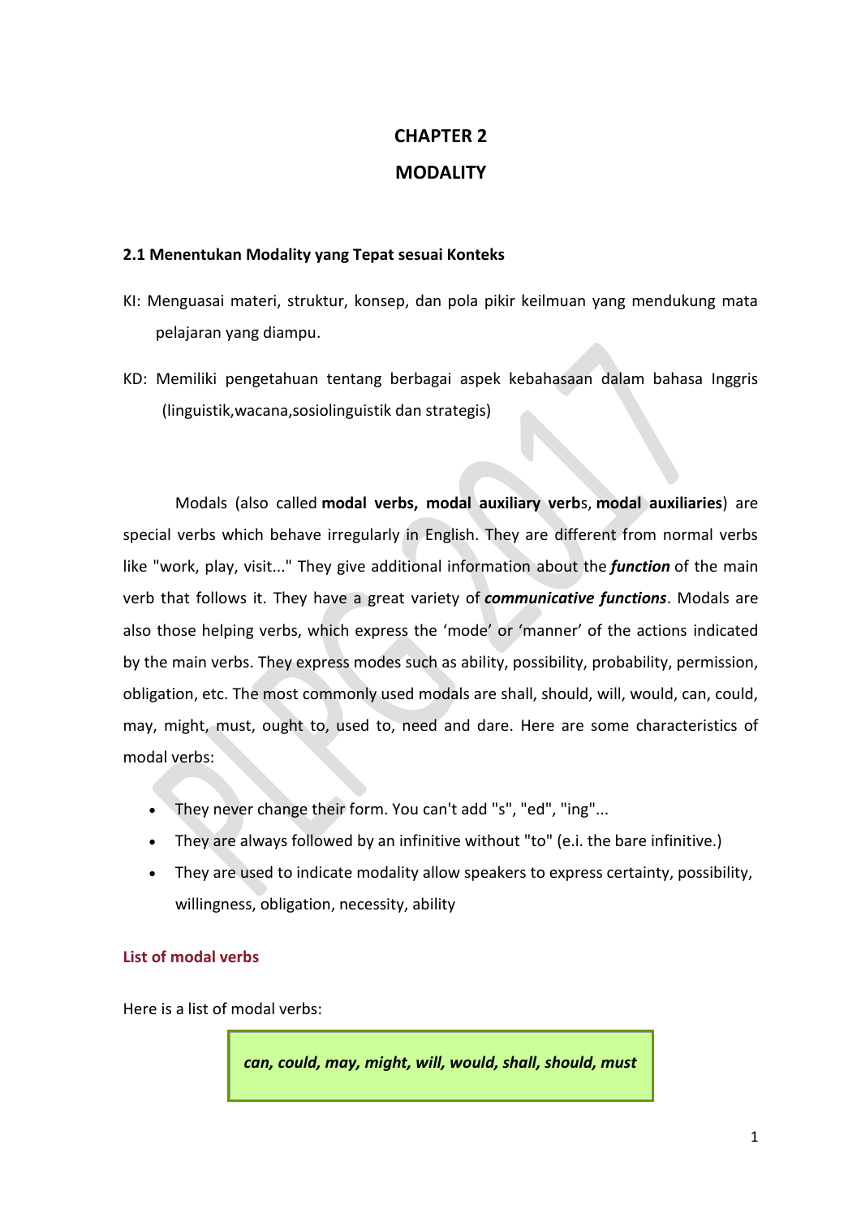# CHAPTER 2

# MODALITY

### 2.1 Menentukan Modality yang Tepat sesuai Konteks

KI: Menguasai materi, struktur, konsep, dan pola pikir keilmuan yang mendukung mata pelajaran yang diampu.

KD: Memiliki pengetahuan tentang berbagai aspek kebahasaan dalam bahasa Inggris (linguistik,wacana,sosiolinguistik dan strategis)

Modals (also called **modal verbs, modal auxiliary verb**s, **modal auxiliaries**) are special verbs which behave irregularly in English. They are different from normal verbs like "work, play, visit..." They give additional information about the ***function*** of the main verb that follows it. They have a great variety of ***communicative functions***. Modals are also those helping verbs, which express the 'mode' or 'manner' of the actions indicated by the main verbs. They express modes such as ability, possibility, probability, permission, obligation, etc. The most commonly used modals are shall, should, will, would, can, could, may, might, must, ought to, used to, need and dare. Here are some characteristics of modal verbs:

- They never change their form. You can't add "s", "ed", "ing"...
- They are always followed by an infinitive without "to" (e.i. the bare infinitive.)
- They are used to indicate modality allow speakers to express certainty, possibility, willingness, obligation, necessity, ability

### List of modal verbs

Here is a list of modal verbs:

***can, could, may, might, will, would, shall, should, must***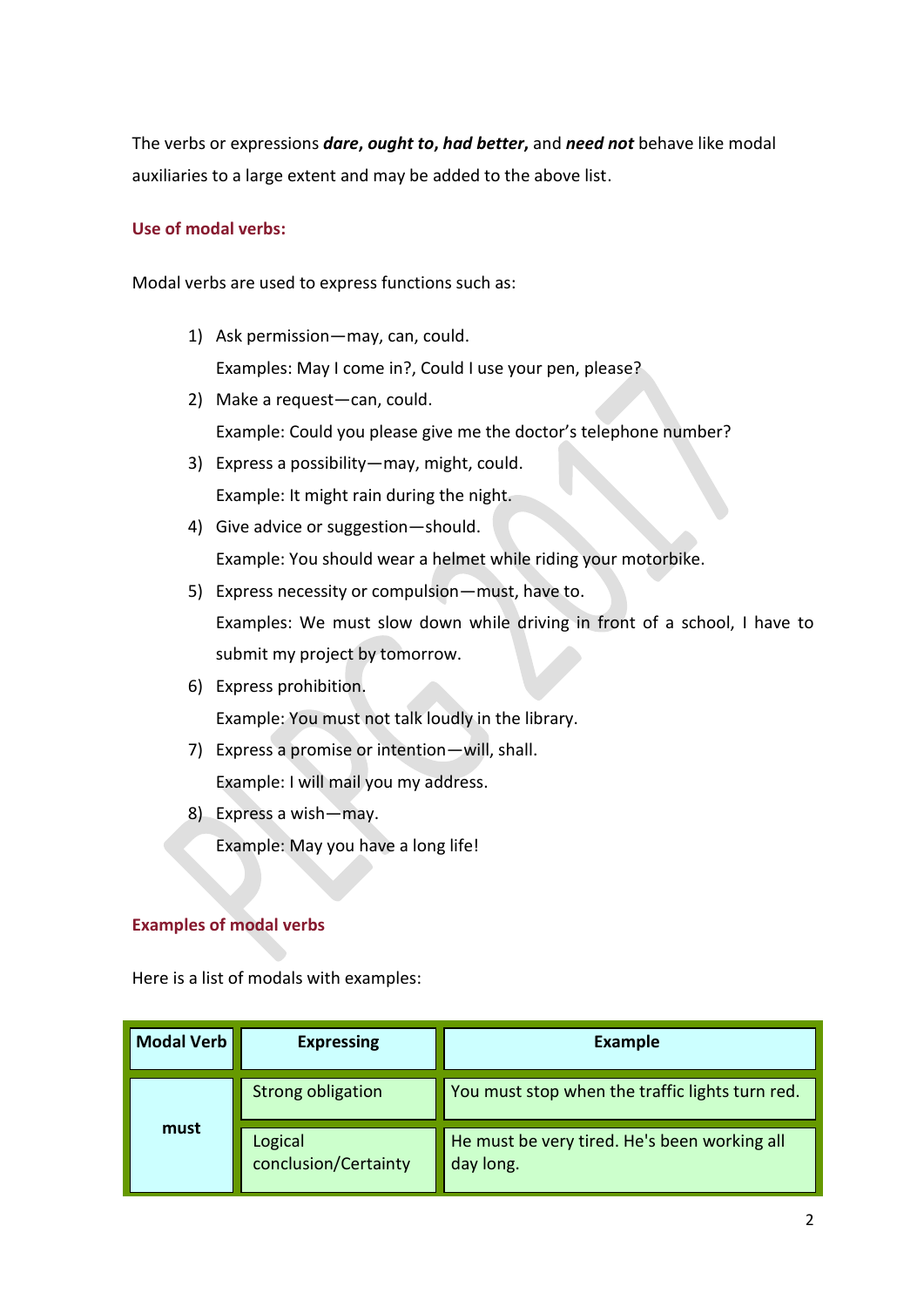The verbs or expressions ***dare*****,** ***ought to*****,** ***had better*****,** and ***need not*** behave like modal auxiliaries to a large extent and may be added to the above list.

### Use of modal verbs:

Modal verbs are used to express functions such as:

1) Ask permission—may, can, could.
   Examples: May I come in?, Could I use your pen, please?
2) Make a request—can, could.
   Example: Could you please give me the doctor's telephone number?
3) Express a possibility—may, might, could.
   Example: It might rain during the night.
4) Give advice or suggestion—should.
   Example: You should wear a helmet while riding your motorbike.
5) Express necessity or compulsion—must, have to.
   Examples: We must slow down while driving in front of a school, I have to submit my project by tomorrow.
6) Express prohibition.
   Example: You must not talk loudly in the library.
7) Express a promise or intention—will, shall.
   Example: I will mail you my address.
8) Express a wish—may.
   Example: May you have a long life!

### Examples of modal verbs

Here is a list of modals with examples:

| Modal Verb | Expressing | Example |
|---|---|---|
| **must** | Strong obligation | You must stop when the traffic lights turn red. |
| | Logical conclusion/Certainty | He must be very tired. He's been working all day long. |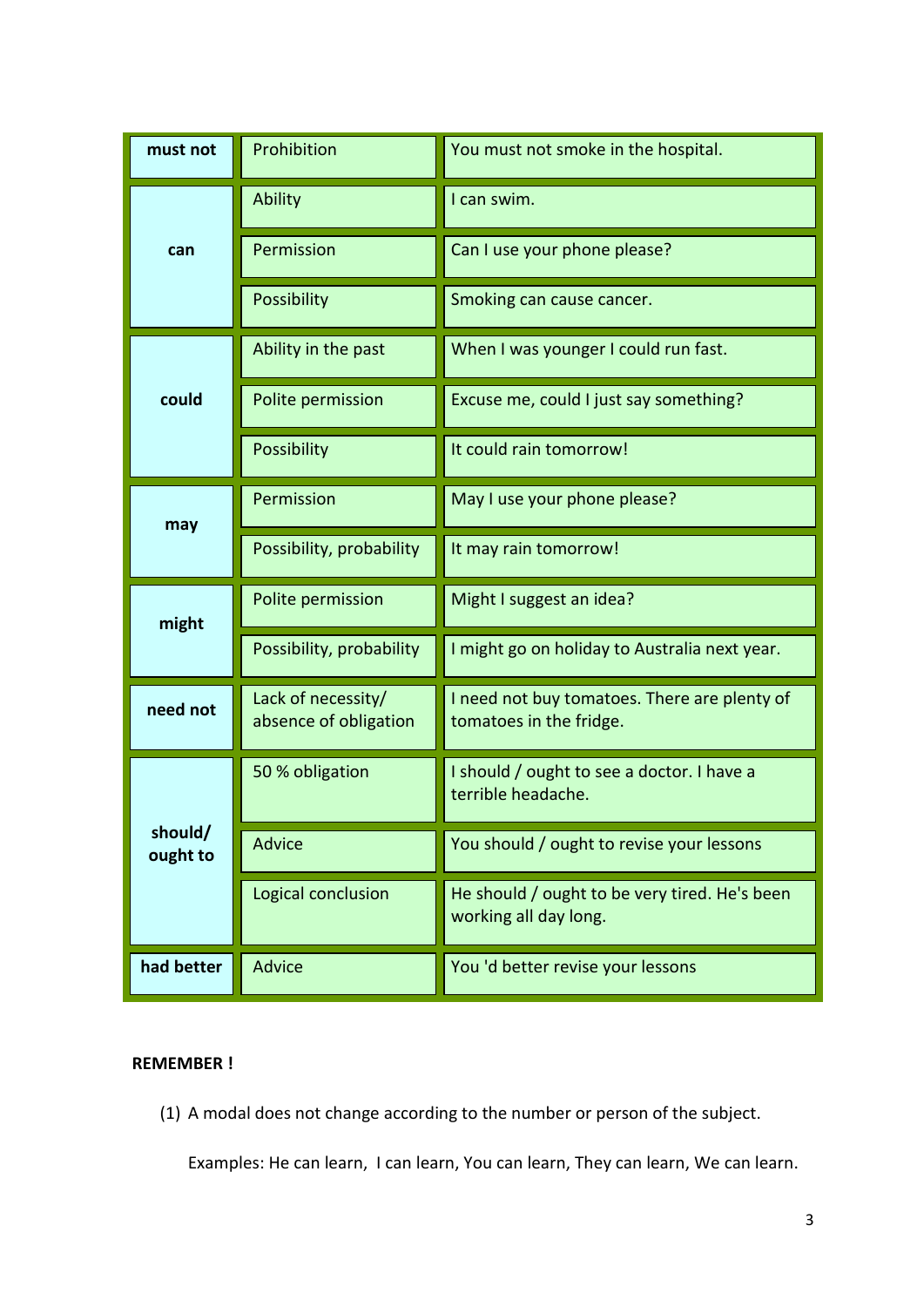| must not | Prohibition | You must not smoke in the hospital. |
|---|---|---|
| can | Ability | I can swim. |
| | Permission | Can I use your phone please? |
| | Possibility | Smoking can cause cancer. |
| could | Ability in the past | When I was younger I could run fast. |
| | Polite permission | Excuse me, could I just say something? |
| | Possibility | It could rain tomorrow! |
| may | Permission | May I use your phone please? |
| | Possibility, probability | It may rain tomorrow! |
| might | Polite permission | Might I suggest an idea? |
| | Possibility, probability | I might go on holiday to Australia next year. |
| need not | Lack of necessity/ absence of obligation | I need not buy tomatoes. There are plenty of tomatoes in the fridge. |
| should/ ought to | 50 % obligation | I should / ought to see a doctor. I have a terrible headache. |
| | Advice | You should / ought to revise your lessons |
| | Logical conclusion | He should / ought to be very tired. He's been working all day long. |
| had better | Advice | You 'd better revise your lessons |

**REMEMBER !**

(1) A modal does not change according to the number or person of the subject.

Examples: He can learn, I can learn, You can learn, They can learn, We can learn.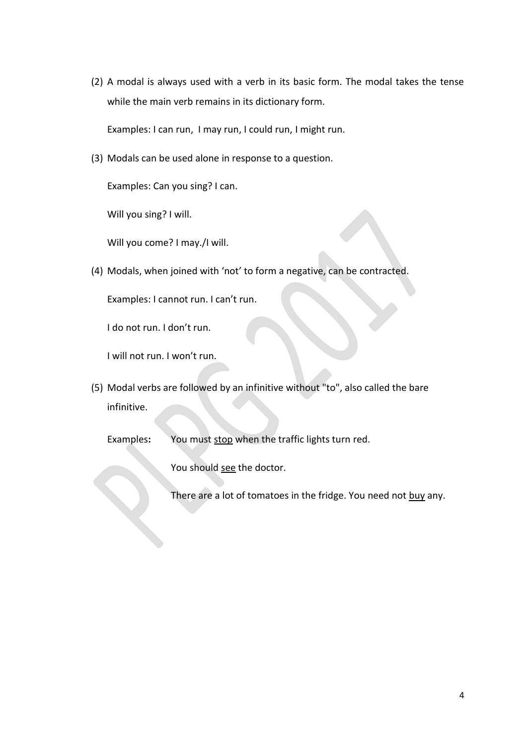(2) A modal is always used with a verb in its basic form. The modal takes the tense while the main verb remains in its dictionary form.

Examples: I can run,  I may run, I could run, I might run.

(3) Modals can be used alone in response to a question.

Examples: Can you sing? I can.

Will you sing? I will.

Will you come? I may./I will.

(4) Modals, when joined with 'not' to form a negative, can be contracted.

Examples: I cannot run. I can't run.

I do not run. I don't run.

I will not run. I won't run.

(5) Modal verbs are followed by an infinitive without "to", also called the bare infinitive.

Examples**:** You must <u>stop</u> when the traffic lights turn red.

You should <u>see</u> the doctor.

There are a lot of tomatoes in the fridge. You need not <u>buy</u> any.